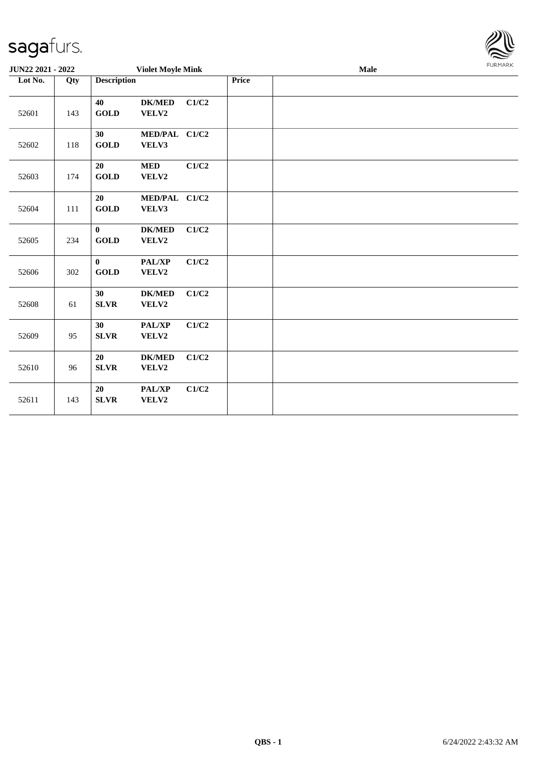# sagafurs.

**JUN22 2021 - 2022** **Violet Moyle Mink** **Male**

| Lot No. | Qty | Description | | | Price | |
|---|---|---|---|---|---|---|
| 52601 | 143 | 40 GOLD | DK/MED VELV2 | C1/C2 | | |
| 52602 | 118 | 30 GOLD | MED/PAL VELV3 | C1/C2 | | |
| 52603 | 174 | 20 GOLD | MED VELV2 | C1/C2 | | |
| 52604 | 111 | 20 GOLD | MED/PAL VELV3 | C1/C2 | | |
| 52605 | 234 | 0 GOLD | DK/MED VELV2 | C1/C2 | | |
| 52606 | 302 | 0 GOLD | PAL/XP VELV2 | C1/C2 | | |
| 52608 | 61 | 30 SLVR | DK/MED VELV2 | C1/C2 | | |
| 52609 | 95 | 30 SLVR | PAL/XP VELV2 | C1/C2 | | |
| 52610 | 96 | 20 SLVR | DK/MED VELV2 | C1/C2 | | |
| 52611 | 143 | 20 SLVR | PAL/XP VELV2 | C1/C2 | | |

**QBS - 1** 6/24/2022 2:43:32 AM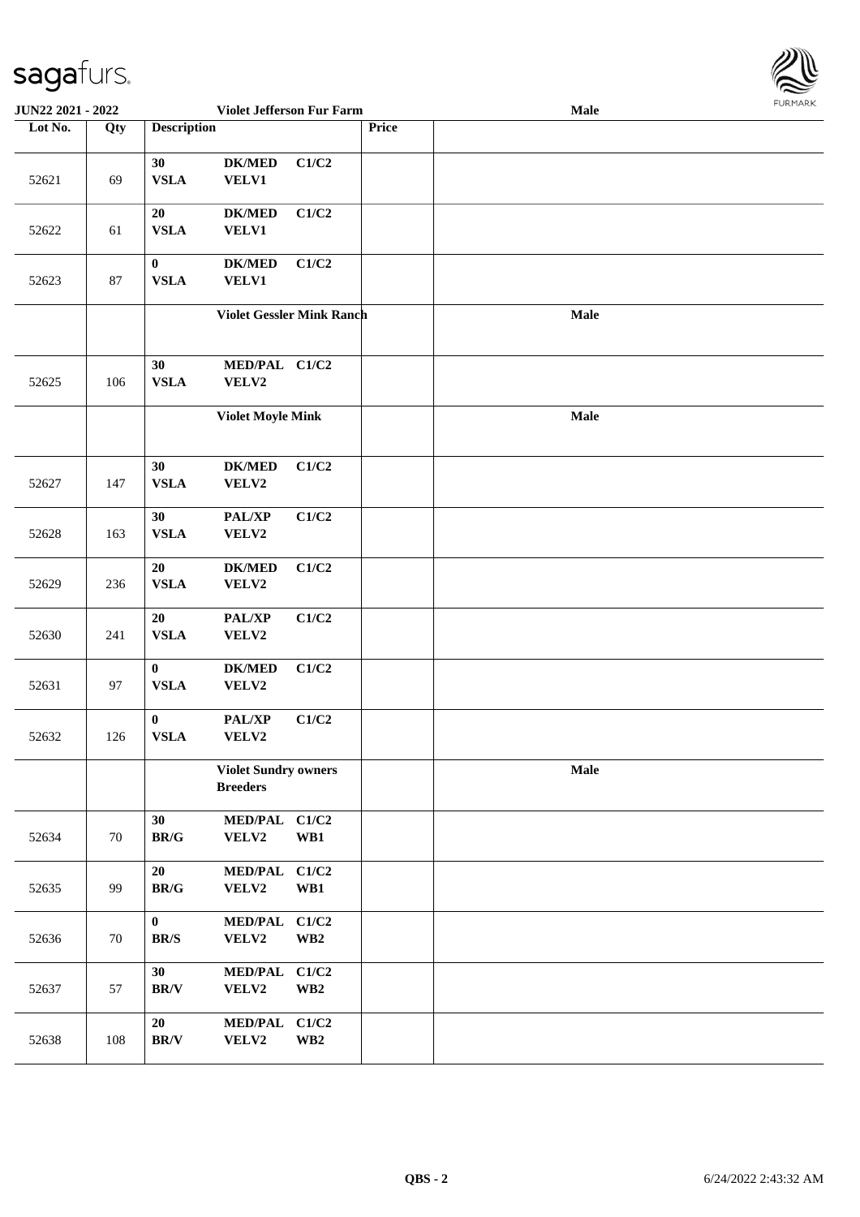| Lot No. | Qty | Description | | | Price | |
|---|---|---|---|---|---|---|
| | | | | | | Violet Jefferson Fur Farm — Male |
| 52621 | 69 | 30 VSLA | DK/MED VELV1 | C1/C2 | | |
| 52622 | 61 | 20 VSLA | DK/MED VELV1 | C1/C2 | | |
| 52623 | 87 | 0 VSLA | DK/MED VELV1 | C1/C2 | | |
| | | Violet Gessler Mink Ranch | | | | Male |
| 52625 | 106 | 30 VSLA | MED/PAL VELV2 | C1/C2 | | |
| | | Violet Moyle Mink | | | | Male |
| 52627 | 147 | 30 VSLA | DK/MED VELV2 | C1/C2 | | |
| 52628 | 163 | 30 VSLA | PAL/XP VELV2 | C1/C2 | | |
| 52629 | 236 | 20 VSLA | DK/MED VELV2 | C1/C2 | | |
| 52630 | 241 | 20 VSLA | PAL/XP VELV2 | C1/C2 | | |
| 52631 | 97 | 0 VSLA | DK/MED VELV2 | C1/C2 | | |
| 52632 | 126 | 0 VSLA | PAL/XP VELV2 | C1/C2 | | |
| | | Violet Sundry owners Breeders | | | | Male |
| 52634 | 70 | 30 BR/G | MED/PAL VELV2 | C1/C2 WB1 | | |
| 52635 | 99 | 20 BR/G | MED/PAL VELV2 | C1/C2 WB1 | | |
| 52636 | 70 | 0 BR/S | MED/PAL VELV2 | C1/C2 WB2 | | |
| 52637 | 57 | 30 BR/V | MED/PAL VELV2 | C1/C2 WB2 | | |
| 52638 | 108 | 20 BR/V | MED/PAL VELV2 | C1/C2 WB2 | | |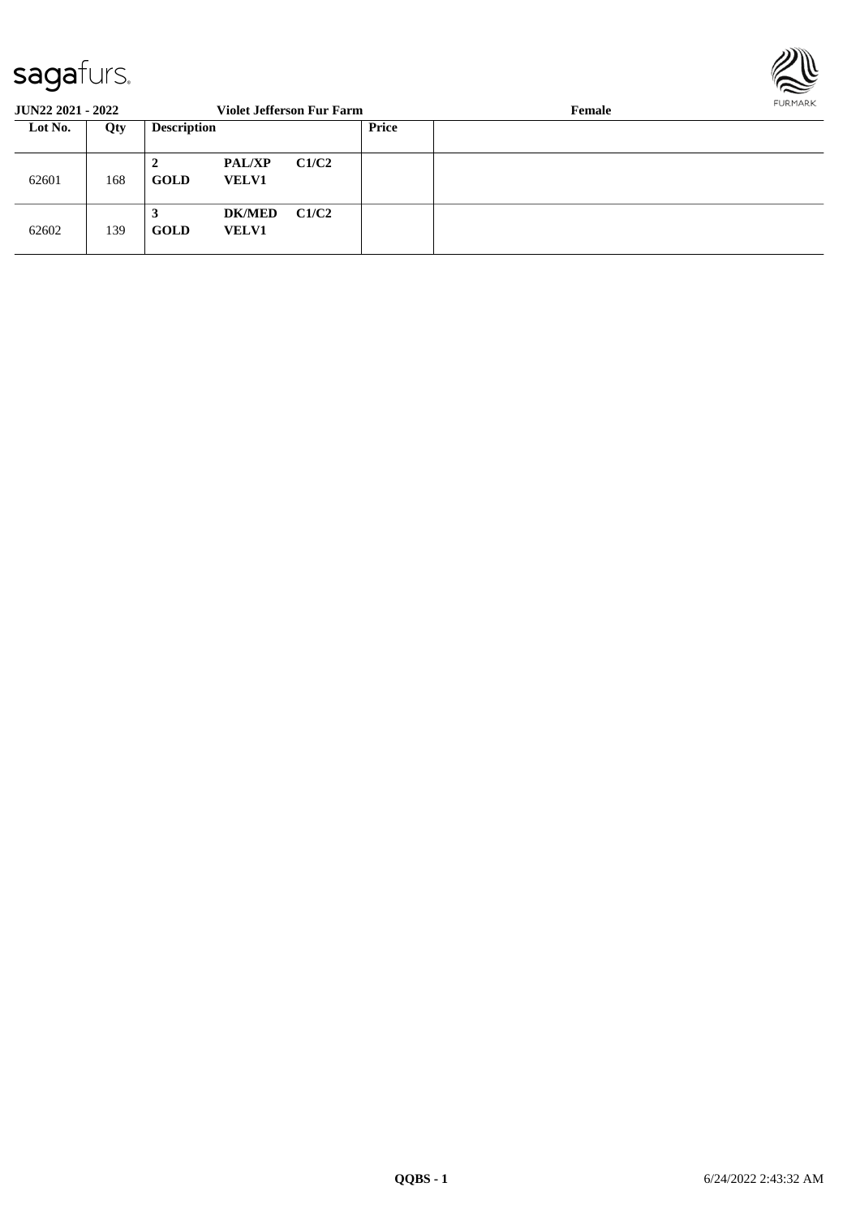**JUN22 2021 - 2022** **Violet Jefferson Fur Farm** **Female**

| Lot No. | Qty | Description | | | Price | |
|---|---|---|---|---|---|---|
| 62601 | 168 | **2** **GOLD** | **PAL/XP** **VELV1** | **C1/C2** | | |
| 62602 | 139 | **3** **GOLD** | **DK/MED** **VELV1** | **C1/C2** | | |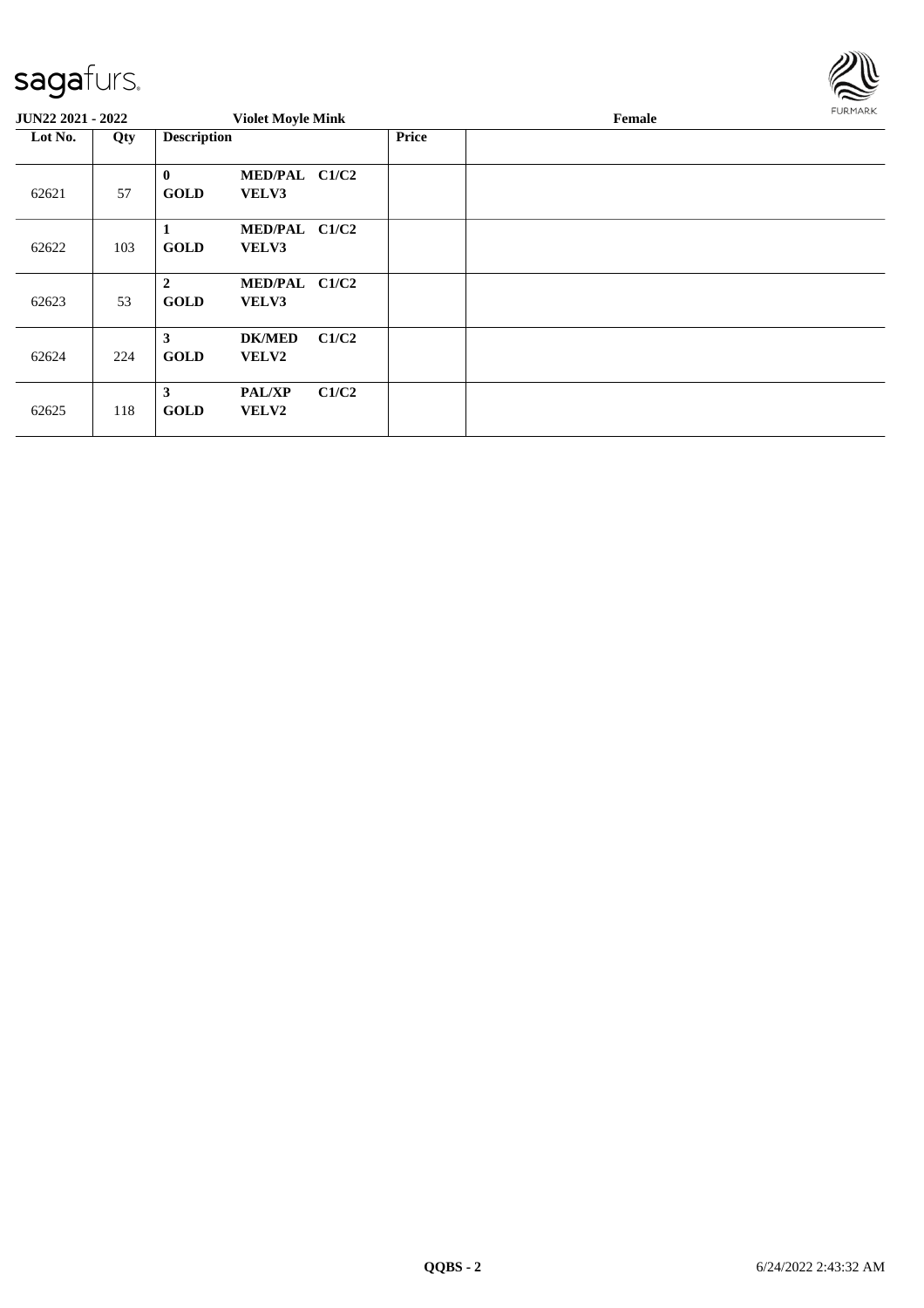**JUN22 2021 - 2022** **Violet Moyle Mink** **Female**

| Lot No. | Qty | Description | | | Price | |
|---|---|---|---|---|---|---|
| 62621 | 57 | **0** **GOLD** | **MED/PAL** **VELV3** | **C1/C2** | | |
| 62622 | 103 | **1** **GOLD** | **MED/PAL** **VELV3** | **C1/C2** | | |
| 62623 | 53 | **2** **GOLD** | **MED/PAL** **VELV3** | **C1/C2** | | |
| 62624 | 224 | **3** **GOLD** | **DK/MED** **VELV2** | **C1/C2** | | |
| 62625 | 118 | **3** **GOLD** | **PAL/XP** **VELV2** | **C1/C2** | | |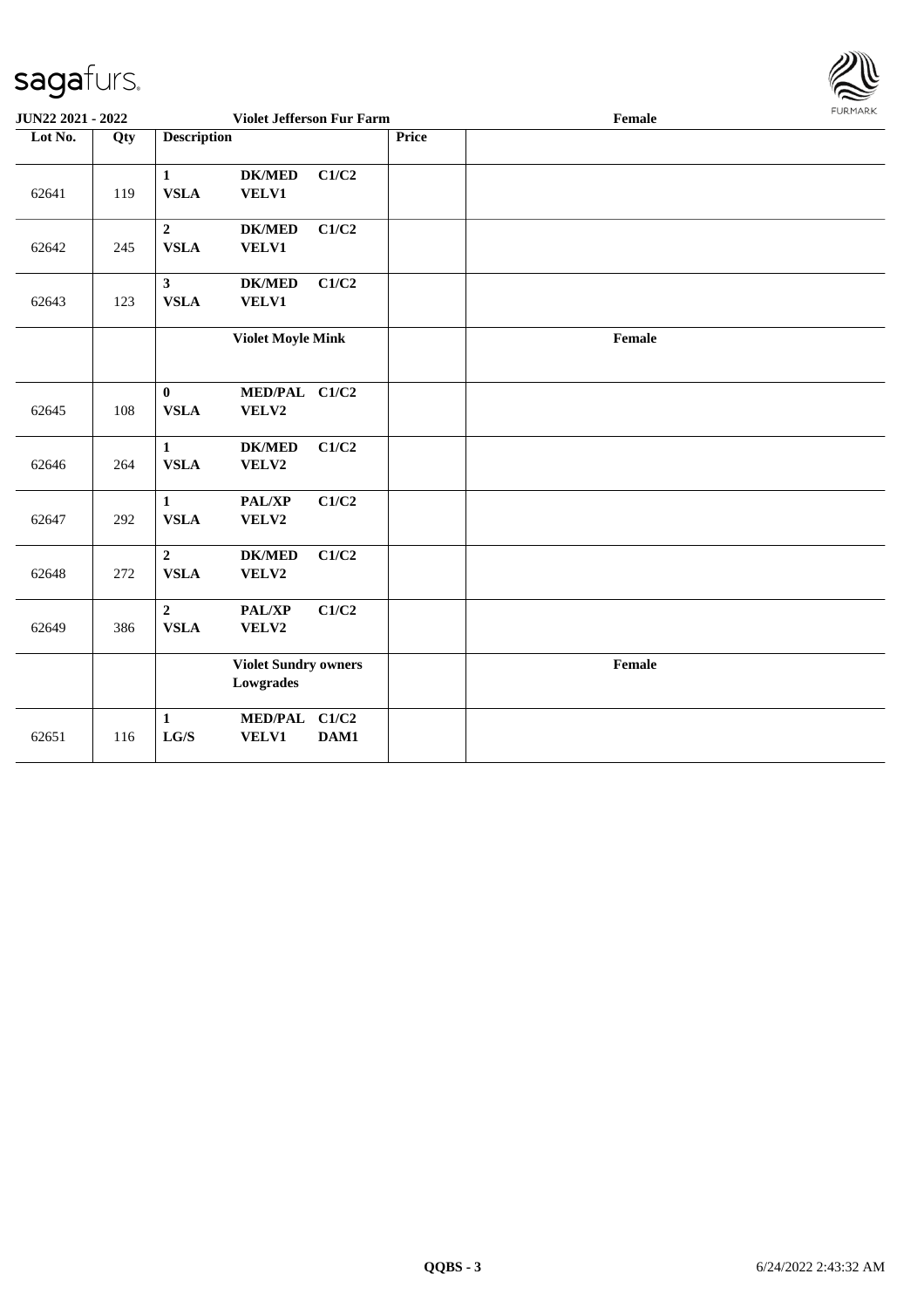| Lot No. | Qty | Description | | | Price | |
|---|---|---|---|---|---|---|
| | | **Violet Jefferson Fur Farm** | | | | **Female** |
| 62641 | 119 | **1 VSLA** | **DK/MED VELV1** | **C1/C2** | | |
| 62642 | 245 | **2 VSLA** | **DK/MED VELV1** | **C1/C2** | | |
| 62643 | 123 | **3 VSLA** | **DK/MED VELV1** | **C1/C2** | | |
| | | **Violet Moyle Mink** | | | | **Female** |
| 62645 | 108 | **0 VSLA** | **MED/PAL VELV2** | **C1/C2** | | |
| 62646 | 264 | **1 VSLA** | **DK/MED VELV2** | **C1/C2** | | |
| 62647 | 292 | **1 VSLA** | **PAL/XP VELV2** | **C1/C2** | | |
| 62648 | 272 | **2 VSLA** | **DK/MED VELV2** | **C1/C2** | | |
| 62649 | 386 | **2 VSLA** | **PAL/XP VELV2** | **C1/C2** | | |
| | | **Violet Sundry owners Lowgrades** | | | | **Female** |
| 62651 | 116 | **1 LG/S** | **MED/PAL VELV1** | **C1/C2 DAM1** | | |